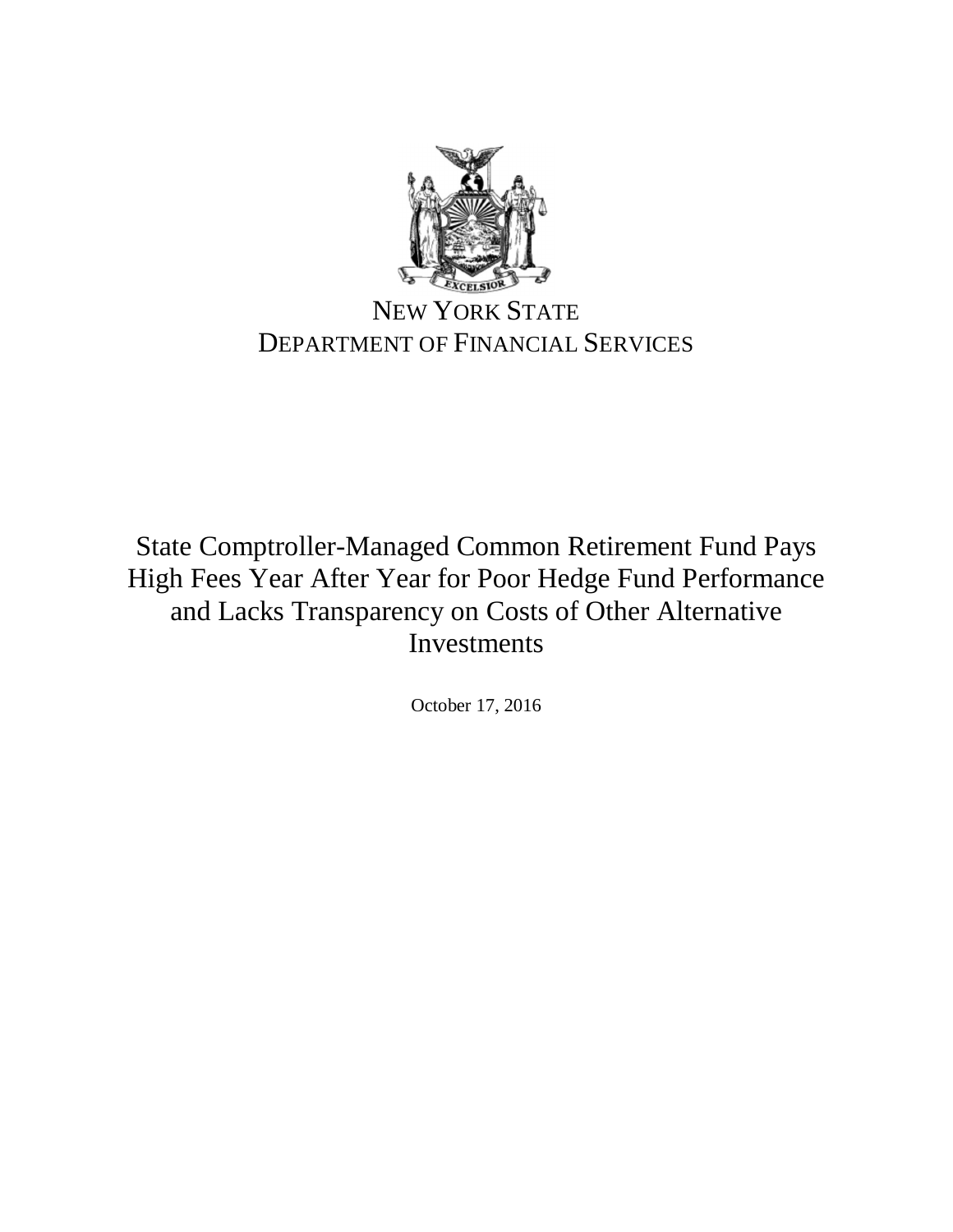NEW YORK STATE
DEPARTMENT OF FINANCIAL SERVICES

# State Comptroller-Managed Common Retirement Fund Pays High Fees Year After Year for Poor Hedge Fund Performance and Lacks Transparency on Costs of Other Alternative Investments

October 17, 2016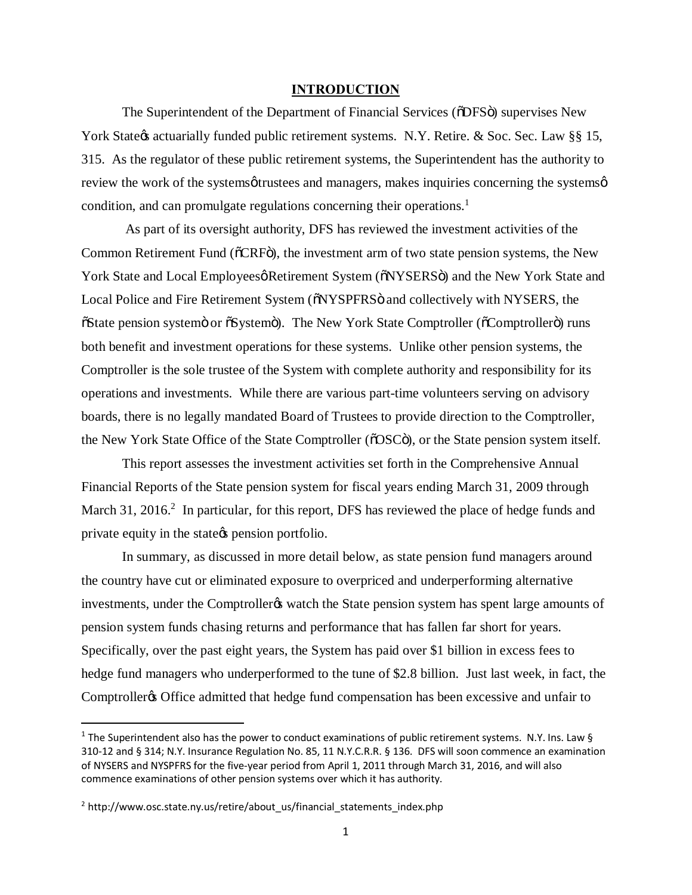## INTRODUCTION

The Superintendent of the Department of Financial Services ("DFS") supervises New York State's actuarially funded public retirement systems. N.Y. Retire. & Soc. Sec. Law §§ 15, 315. As the regulator of these public retirement systems, the Superintendent has the authority to review the work of the systems' trustees and managers, makes inquiries concerning the systems' condition, and can promulgate regulations concerning their operations.[1]

As part of its oversight authority, DFS has reviewed the investment activities of the Common Retirement Fund ("CRF"), the investment arm of two state pension systems, the New York State and Local Employees' Retirement System ("NYSERS") and the New York State and Local Police and Fire Retirement System ("NYSPFRS" and collectively with NYSERS, the "State pension system" or "System"). The New York State Comptroller ("Comptroller") runs both benefit and investment operations for these systems. Unlike other pension systems, the Comptroller is the sole trustee of the System with complete authority and responsibility for its operations and investments. While there are various part-time volunteers serving on advisory boards, there is no legally mandated Board of Trustees to provide direction to the Comptroller, the New York State Office of the State Comptroller ("OSC"), or the State pension system itself.

This report assesses the investment activities set forth in the Comprehensive Annual Financial Reports of the State pension system for fiscal years ending March 31, 2009 through March 31, 2016.[2] In particular, for this report, DFS has reviewed the place of hedge funds and private equity in the state's pension portfolio.

In summary, as discussed in more detail below, as state pension fund managers around the country have cut or eliminated exposure to overpriced and underperforming alternative investments, under the Comptroller's watch the State pension system has spent large amounts of pension system funds chasing returns and performance that has fallen far short for years. Specifically, over the past eight years, the System has paid over $1 billion in excess fees to hedge fund managers who underperformed to the tune of $2.8 billion. Just last week, in fact, the Comptroller's Office admitted that hedge fund compensation has been excessive and unfair to

---

[1] The Superintendent also has the power to conduct examinations of public retirement systems. N.Y. Ins. Law § 310-12 and § 314; N.Y. Insurance Regulation No. 85, 11 N.Y.C.R.R. § 136. DFS will soon commence an examination of NYSERS and NYSPFRS for the five-year period from April 1, 2011 through March 31, 2016, and will also commence examinations of other pension systems over which it has authority.

[2] http://www.osc.state.ny.us/retire/about_us/financial_statements_index.php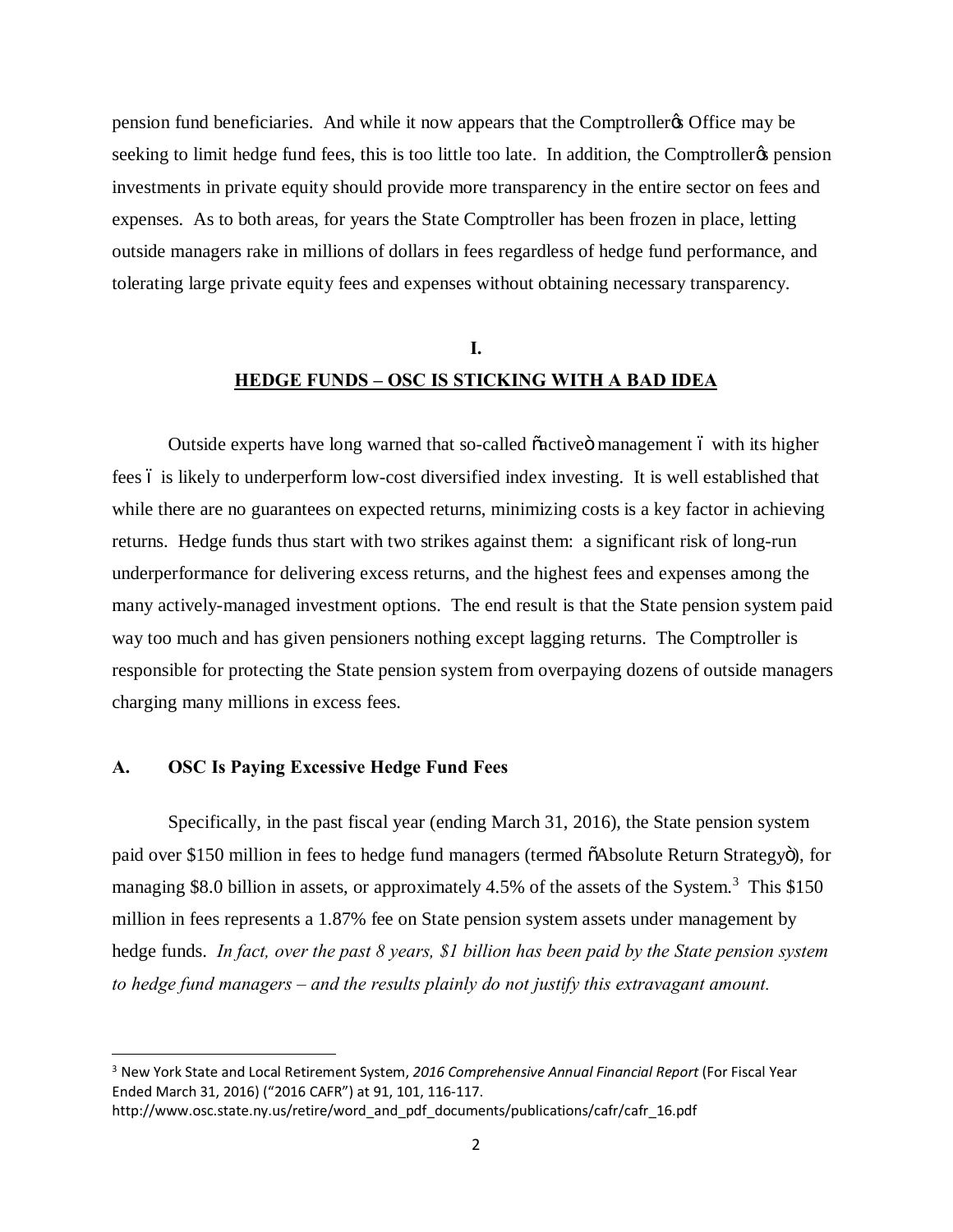pension fund beneficiaries. And while it now appears that the Comptroller's Office may be seeking to limit hedge fund fees, this is too little too late. In addition, the Comptroller's pension investments in private equity should provide more transparency in the entire sector on fees and expenses. As to both areas, for years the State Comptroller has been frozen in place, letting outside managers rake in millions of dollars in fees regardless of hedge fund performance, and tolerating large private equity fees and expenses without obtaining necessary transparency.

## I.
## HEDGE FUNDS – OSC IS STICKING WITH A BAD IDEA

Outside experts have long warned that so-called "active" management – with its higher fees – is likely to underperform low-cost diversified index investing. It is well established that while there are no guarantees on expected returns, minimizing costs is a key factor in achieving returns. Hedge funds thus start with two strikes against them: a significant risk of long-run underperformance for delivering excess returns, and the highest fees and expenses among the many actively-managed investment options. The end result is that the State pension system paid way too much and has given pensioners nothing except lagging returns. The Comptroller is responsible for protecting the State pension system from overpaying dozens of outside managers charging many millions in excess fees.

### A. OSC Is Paying Excessive Hedge Fund Fees

Specifically, in the past fiscal year (ending March 31, 2016), the State pension system paid over $150 million in fees to hedge fund managers (termed "Absolute Return Strategy"), for managing $8.0 billion in assets, or approximately 4.5% of the assets of the System.[3] This $150 million in fees represents a 1.87% fee on State pension system assets under management by hedge funds. *In fact, over the past 8 years, $1 billion has been paid by the State pension system to hedge fund managers – and the results plainly do not justify this extravagant amount.*

---

[3] New York State and Local Retirement System, *2016 Comprehensive Annual Financial Report* (For Fiscal Year Ended March 31, 2016) ("2016 CAFR") at 91, 101, 116-117.
http://www.osc.state.ny.us/retire/word_and_pdf_documents/publications/cafr/cafr_16.pdf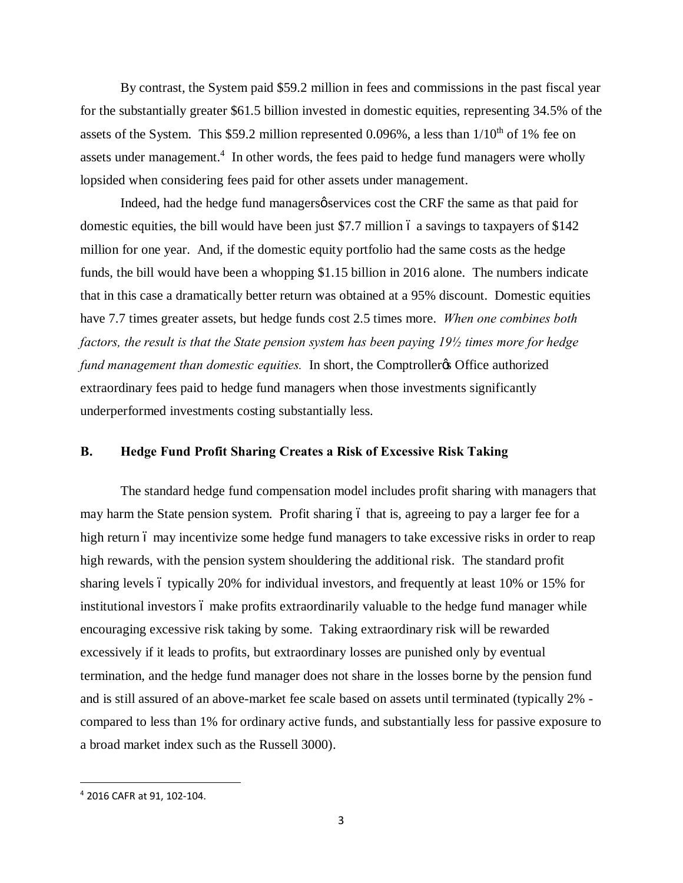By contrast, the System paid $59.2 million in fees and commissions in the past fiscal year for the substantially greater $61.5 billion invested in domestic equities, representing 34.5% of the assets of the System. This $59.2 million represented 0.096%, a less than 1/10th of 1% fee on assets under management.[4] In other words, the fees paid to hedge fund managers were wholly lopsided when considering fees paid for other assets under management.

Indeed, had the hedge fund managers' services cost the CRF the same as that paid for domestic equities, the bill would have been just $7.7 million – a savings to taxpayers of $142 million for one year. And, if the domestic equity portfolio had the same costs as the hedge funds, the bill would have been a whopping $1.15 billion in 2016 alone. The numbers indicate that in this case a dramatically better return was obtained at a 95% discount. Domestic equities have 7.7 times greater assets, but hedge funds cost 2.5 times more. *When one combines both factors, the result is that the State pension system has been paying 19½ times more for hedge fund management than domestic equities.* In short, the Comptroller's Office authorized extraordinary fees paid to hedge fund managers when those investments significantly underperformed investments costing substantially less.

### B. Hedge Fund Profit Sharing Creates a Risk of Excessive Risk Taking

The standard hedge fund compensation model includes profit sharing with managers that may harm the State pension system. Profit sharing – that is, agreeing to pay a larger fee for a high return – may incentivize some hedge fund managers to take excessive risks in order to reap high rewards, with the pension system shouldering the additional risk. The standard profit sharing levels – typically 20% for individual investors, and frequently at least 10% or 15% for institutional investors – make profits extraordinarily valuable to the hedge fund manager while encouraging excessive risk taking by some. Taking extraordinary risk will be rewarded excessively if it leads to profits, but extraordinary losses are punished only by eventual termination, and the hedge fund manager does not share in the losses borne by the pension fund and is still assured of an above-market fee scale based on assets until terminated (typically 2% - compared to less than 1% for ordinary active funds, and substantially less for passive exposure to a broad market index such as the Russell 3000).

---

[4] 2016 CAFR at 91, 102-104.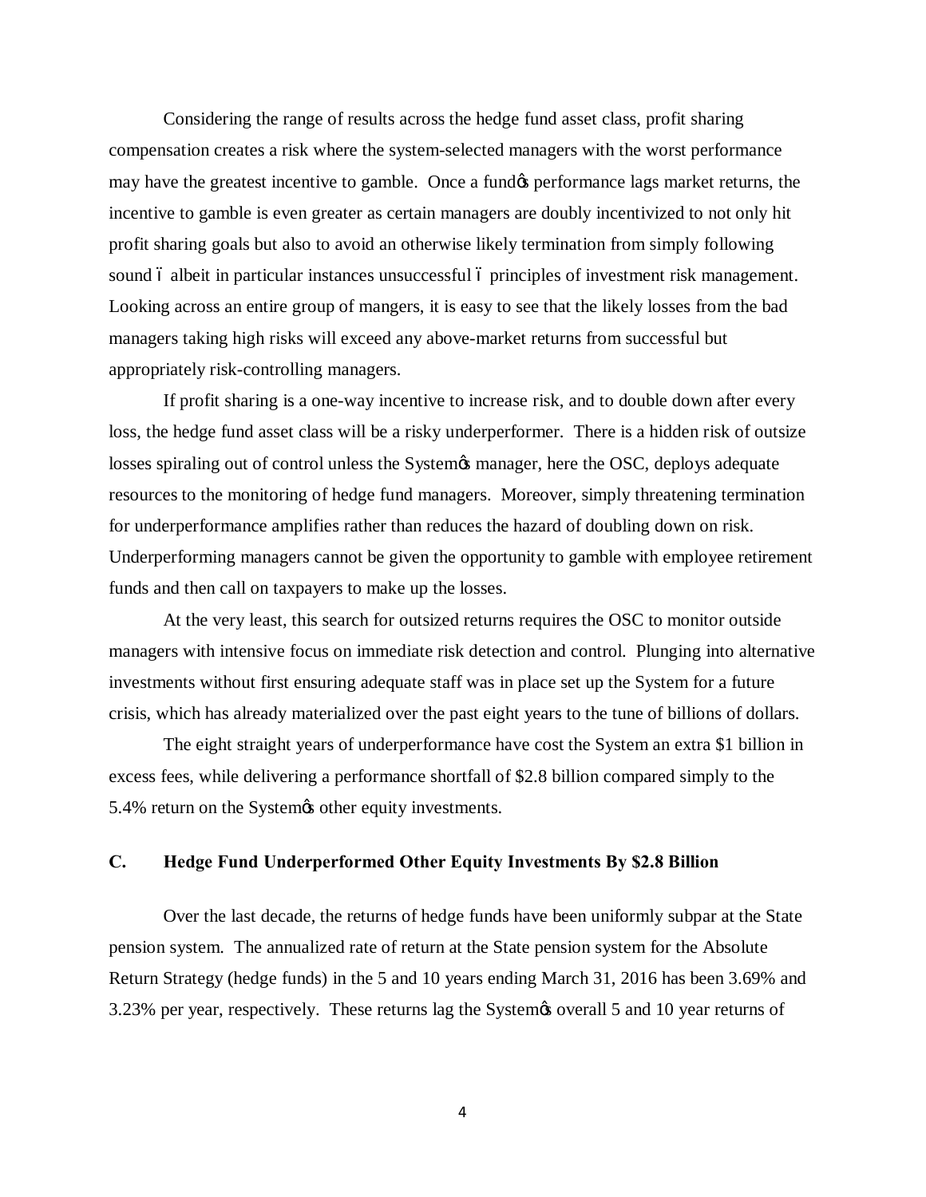Considering the range of results across the hedge fund asset class, profit sharing compensation creates a risk where the system-selected managers with the worst performance may have the greatest incentive to gamble. Once a fund's performance lags market returns, the incentive to gamble is even greater as certain managers are doubly incentivized to not only hit profit sharing goals but also to avoid an otherwise likely termination from simply following sound – albeit in particular instances unsuccessful – principles of investment risk management. Looking across an entire group of mangers, it is easy to see that the likely losses from the bad managers taking high risks will exceed any above-market returns from successful but appropriately risk-controlling managers.

If profit sharing is a one-way incentive to increase risk, and to double down after every loss, the hedge fund asset class will be a risky underperformer. There is a hidden risk of outsize losses spiraling out of control unless the System's manager, here the OSC, deploys adequate resources to the monitoring of hedge fund managers. Moreover, simply threatening termination for underperformance amplifies rather than reduces the hazard of doubling down on risk. Underperforming managers cannot be given the opportunity to gamble with employee retirement funds and then call on taxpayers to make up the losses.

At the very least, this search for outsized returns requires the OSC to monitor outside managers with intensive focus on immediate risk detection and control. Plunging into alternative investments without first ensuring adequate staff was in place set up the System for a future crisis, which has already materialized over the past eight years to the tune of billions of dollars.

The eight straight years of underperformance have cost the System an extra $1 billion in excess fees, while delivering a performance shortfall of $2.8 billion compared simply to the 5.4% return on the System's other equity investments.

### C. Hedge Fund Underperformed Other Equity Investments By $2.8 Billion

Over the last decade, the returns of hedge funds have been uniformly subpar at the State pension system. The annualized rate of return at the State pension system for the Absolute Return Strategy (hedge funds) in the 5 and 10 years ending March 31, 2016 has been 3.69% and 3.23% per year, respectively. These returns lag the System's overall 5 and 10 year returns of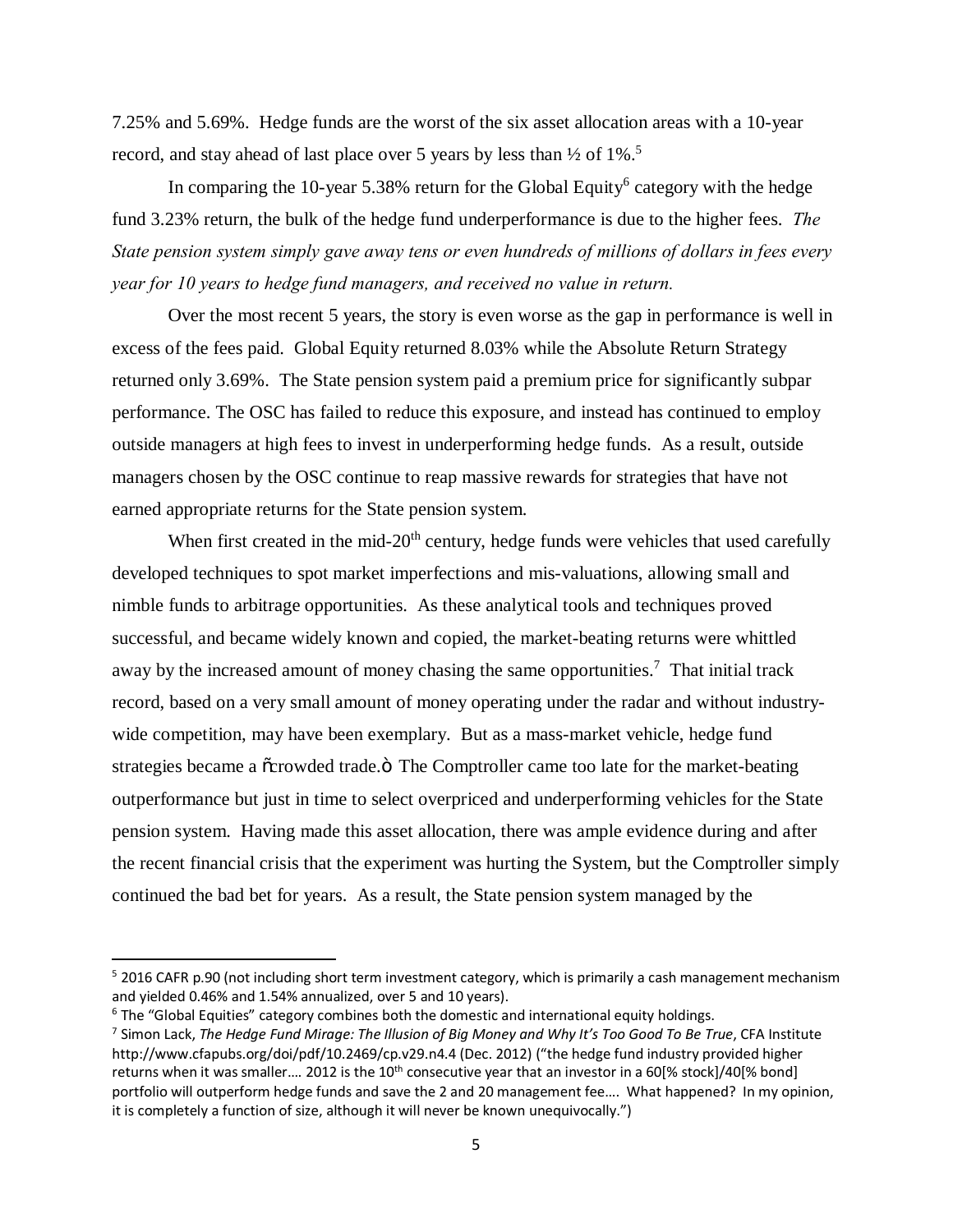7.25% and 5.69%. Hedge funds are the worst of the six asset allocation areas with a 10-year record, and stay ahead of last place over 5 years by less than ½ of 1%.[5]

In comparing the 10-year 5.38% return for the Global Equity[6] category with the hedge fund 3.23% return, the bulk of the hedge fund underperformance is due to the higher fees. *The State pension system simply gave away tens or even hundreds of millions of dollars in fees every year for 10 years to hedge fund managers, and received no value in return.*

Over the most recent 5 years, the story is even worse as the gap in performance is well in excess of the fees paid. Global Equity returned 8.03% while the Absolute Return Strategy returned only 3.69%. The State pension system paid a premium price for significantly subpar performance. The OSC has failed to reduce this exposure, and instead has continued to employ outside managers at high fees to invest in underperforming hedge funds. As a result, outside managers chosen by the OSC continue to reap massive rewards for strategies that have not earned appropriate returns for the State pension system.

When first created in the mid-20th century, hedge funds were vehicles that used carefully developed techniques to spot market imperfections and mis-valuations, allowing small and nimble funds to arbitrage opportunities. As these analytical tools and techniques proved successful, and became widely known and copied, the market-beating returns were whittled away by the increased amount of money chasing the same opportunities.[7] That initial track record, based on a very small amount of money operating under the radar and without industry-wide competition, may have been exemplary. But as a mass-market vehicle, hedge fund strategies became a "crowded trade." The Comptroller came too late for the market-beating outperformance but just in time to select overpriced and underperforming vehicles for the State pension system. Having made this asset allocation, there was ample evidence during and after the recent financial crisis that the experiment was hurting the System, but the Comptroller simply continued the bad bet for years. As a result, the State pension system managed by the

---

[5] 2016 CAFR p.90 (not including short term investment category, which is primarily a cash management mechanism and yielded 0.46% and 1.54% annualized, over 5 and 10 years).

[6] The "Global Equities" category combines both the domestic and international equity holdings.

[7] Simon Lack, *The Hedge Fund Mirage: The Illusion of Big Money and Why It's Too Good To Be True*, CFA Institute http://www.cfapubs.org/doi/pdf/10.2469/cp.v29.n4.4 (Dec. 2012) ("the hedge fund industry provided higher returns when it was smaller…. 2012 is the 10th consecutive year that an investor in a 60[% stock]/40[% bond] portfolio will outperform hedge funds and save the 2 and 20 management fee…. What happened? In my opinion, it is completely a function of size, although it will never be known unequivocally.")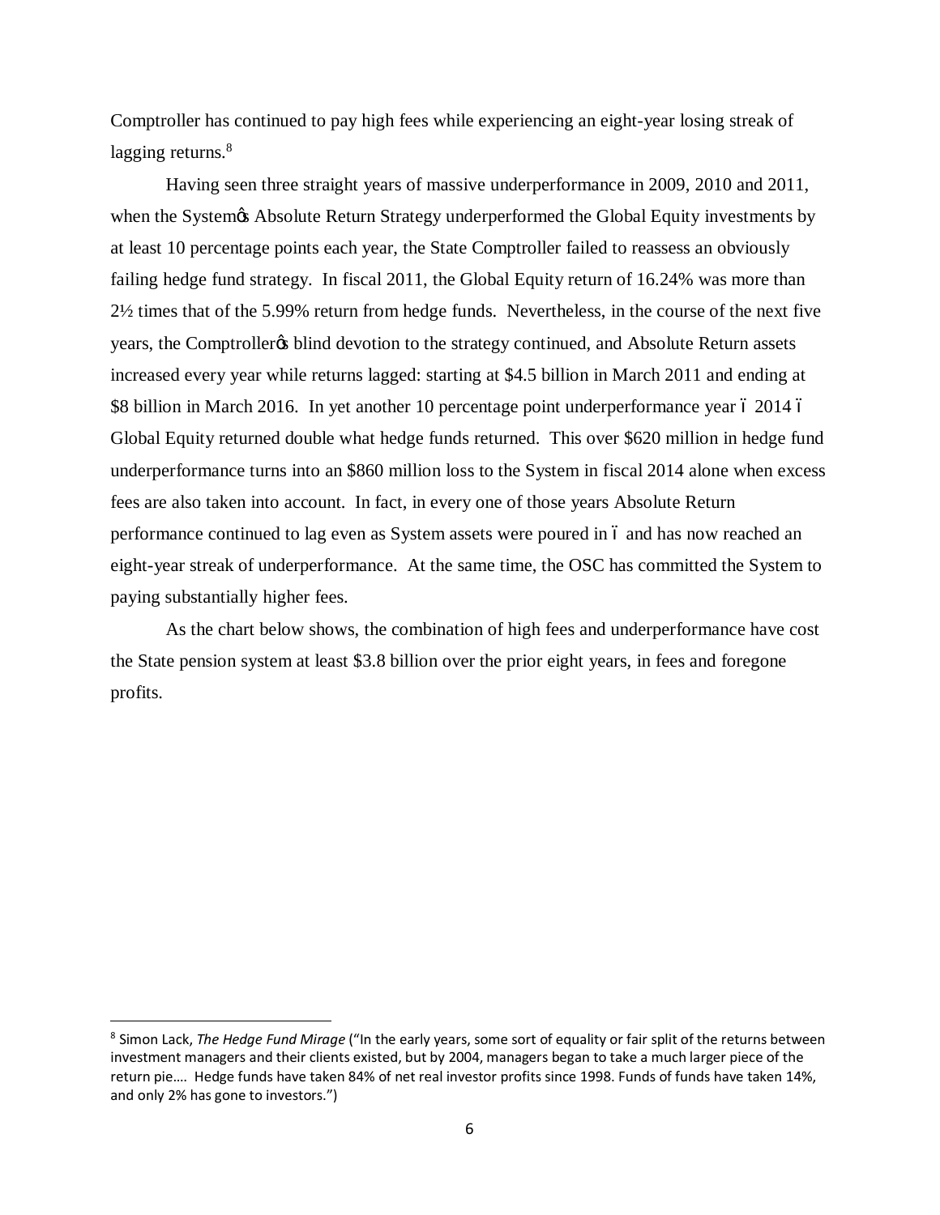Comptroller has continued to pay high fees while experiencing an eight-year losing streak of lagging returns.[8]

Having seen three straight years of massive underperformance in 2009, 2010 and 2011, when the System's Absolute Return Strategy underperformed the Global Equity investments by at least 10 percentage points each year, the State Comptroller failed to reassess an obviously failing hedge fund strategy. In fiscal 2011, the Global Equity return of 16.24% was more than 2½ times that of the 5.99% return from hedge funds. Nevertheless, in the course of the next five years, the Comptroller's blind devotion to the strategy continued, and Absolute Return assets increased every year while returns lagged: starting at $4.5 billion in March 2011 and ending at $8 billion in March 2016. In yet another 10 percentage point underperformance year – 2014 – Global Equity returned double what hedge funds returned. This over $620 million in hedge fund underperformance turns into an $860 million loss to the System in fiscal 2014 alone when excess fees are also taken into account. In fact, in every one of those years Absolute Return performance continued to lag even as System assets were poured in – and has now reached an eight-year streak of underperformance. At the same time, the OSC has committed the System to paying substantially higher fees.

As the chart below shows, the combination of high fees and underperformance have cost the State pension system at least $3.8 billion over the prior eight years, in fees and foregone profits.

---

[8] Simon Lack, *The Hedge Fund Mirage* ("In the early years, some sort of equality or fair split of the returns between investment managers and their clients existed, but by 2004, managers began to take a much larger piece of the return pie…. Hedge funds have taken 84% of net real investor profits since 1998. Funds of funds have taken 14%, and only 2% has gone to investors.")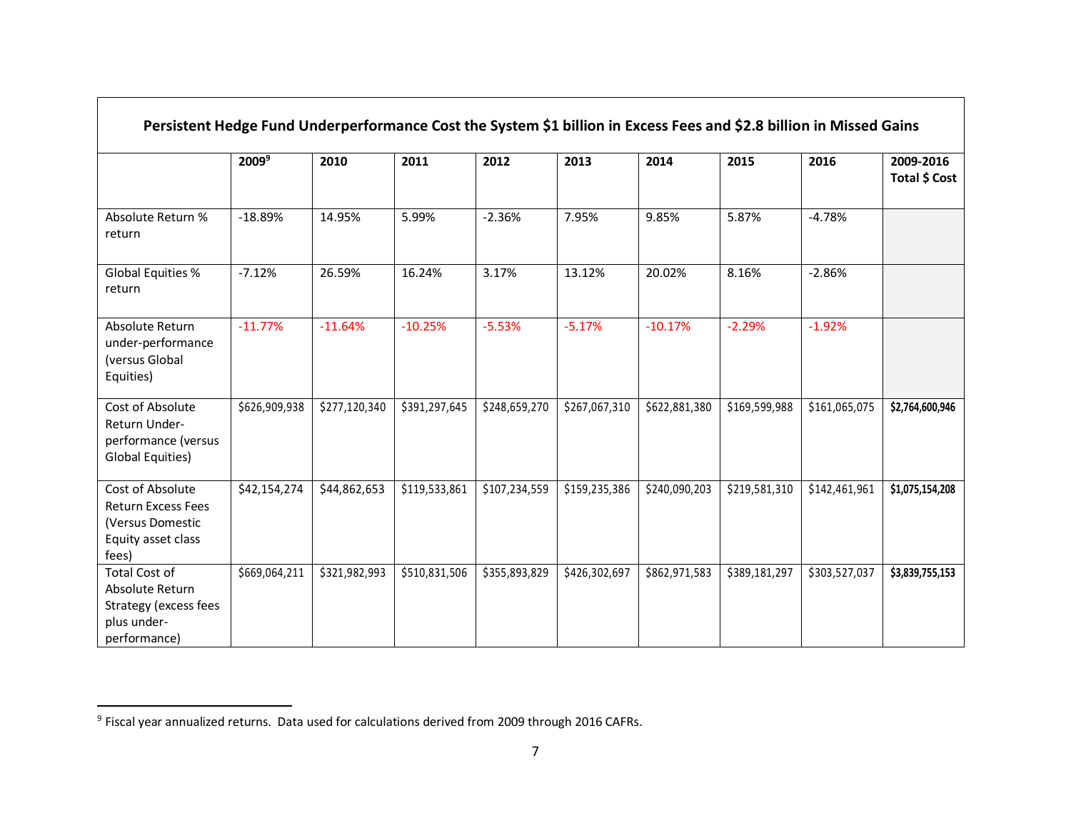| Persistent Hedge Fund Underperformance Cost the System $1 billion in Excess Fees and $2.8 billion in Missed Gains | | | | | | | | | |
|---|---|---|---|---|---|---|---|---|---|
| | 2009[9] | 2010 | 2011 | 2012 | 2013 | 2014 | 2015 | 2016 | 2009-2016 Total $ Cost |
| Absolute Return % return | -18.89% | 14.95% | 5.99% | -2.36% | 7.95% | 9.85% | 5.87% | -4.78% | |
| Global Equities % return | -7.12% | 26.59% | 16.24% | 3.17% | 13.12% | 20.02% | 8.16% | -2.86% | |
| Absolute Return under-performance (versus Global Equities) | -11.77% | -11.64% | -10.25% | -5.53% | -5.17% | -10.17% | -2.29% | -1.92% | |
| Cost of Absolute Return Under-performance (versus Global Equities) | $626,909,938 | $277,120,340 | $391,297,645 | $248,659,270 | $267,067,310 | $622,881,380 | $169,599,988 | $161,065,075 | **$2,764,600,946** |
| Cost of Absolute Return Excess Fees (Versus Domestic Equity asset class fees) | $42,154,274 | $44,862,653 | $119,533,861 | $107,234,559 | $159,235,386 | $240,090,203 | $219,581,310 | $142,461,961 | **$1,075,154,208** |
| Total Cost of Absolute Return Strategy (excess fees plus under-performance) | $669,064,211 | $321,982,993 | $510,831,506 | $355,893,829 | $426,302,697 | $862,971,583 | $389,181,297 | $303,527,037 | **$3,839,755,153** |

[9] Fiscal year annualized returns. Data used for calculations derived from 2009 through 2016 CAFRs.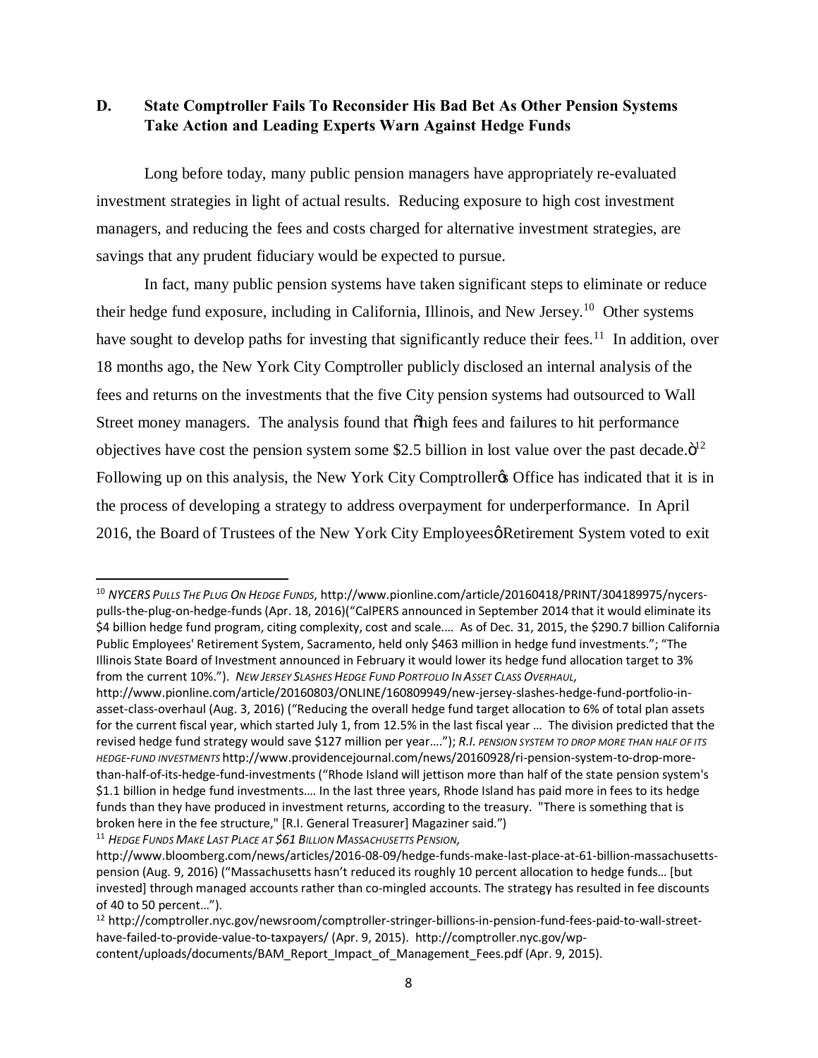## D. State Comptroller Fails To Reconsider His Bad Bet As Other Pension Systems Take Action and Leading Experts Warn Against Hedge Funds

Long before today, many public pension managers have appropriately re-evaluated investment strategies in light of actual results. Reducing exposure to high cost investment managers, and reducing the fees and costs charged for alternative investment strategies, are savings that any prudent fiduciary would be expected to pursue.

In fact, many public pension systems have taken significant steps to eliminate or reduce their hedge fund exposure, including in California, Illinois, and New Jersey.[10] Other systems have sought to develop paths for investing that significantly reduce their fees.[11] In addition, over 18 months ago, the New York City Comptroller publicly disclosed an internal analysis of the fees and returns on the investments that the five City pension systems had outsourced to Wall Street money managers. The analysis found that "high fees and failures to hit performance objectives have cost the pension system some $2.5 billion in lost value over the past decade."[12] Following up on this analysis, the New York City Comptroller's Office has indicated that it is in the process of developing a strategy to address overpayment for underperformance. In April 2016, the Board of Trustees of the New York City Employees' Retirement System voted to exit

---

[10] *NYCERS Pulls The Plug On Hedge Funds*, http://www.pionline.com/article/20160418/PRINT/304189975/nycers-pulls-the-plug-on-hedge-funds (Apr. 18, 2016)("CalPERS announced in September 2014 that it would eliminate its $4 billion hedge fund program, citing complexity, cost and scale.… As of Dec. 31, 2015, the $290.7 billion California Public Employees' Retirement System, Sacramento, held only $463 million in hedge fund investments."; "The Illinois State Board of Investment announced in February it would lower its hedge fund allocation target to 3% from the current 10%."). *New Jersey Slashes Hedge Fund Portfolio In Asset Class Overhaul*, http://www.pionline.com/article/20160803/ONLINE/160809949/new-jersey-slashes-hedge-fund-portfolio-in-asset-class-overhaul (Aug. 3, 2016) ("Reducing the overall hedge fund target allocation to 6% of total plan assets for the current fiscal year, which started July 1, from 12.5% in the last fiscal year … The division predicted that the revised hedge fund strategy would save $127 million per year…."); *R.I. Pension System To Drop More Than Half Of Its Hedge-Fund Investments* http://www.providencejournal.com/news/20160928/ri-pension-system-to-drop-more-than-half-of-its-hedge-fund-investments ("Rhode Island will jettison more than half of the state pension system's $1.1 billion in hedge fund investments.… In the last three years, Rhode Island has paid more in fees to its hedge funds than they have produced in investment returns, according to the treasury. "There is something that is broken here in the fee structure," [R.I. General Treasurer] Magaziner said.")

[11] *Hedge Funds Make Last Place At $61 Billion Massachusetts Pension*, http://www.bloomberg.com/news/articles/2016-08-09/hedge-funds-make-last-place-at-61-billion-massachusetts-pension (Aug. 9, 2016) ("Massachusetts hasn't reduced its roughly 10 percent allocation to hedge funds… [but invested] through managed accounts rather than co-mingled accounts. The strategy has resulted in fee discounts of 40 to 50 percent…").

[12] http://comptroller.nyc.gov/newsroom/comptroller-stringer-billions-in-pension-fund-fees-paid-to-wall-street-have-failed-to-provide-value-to-taxpayers/ (Apr. 9, 2015). http://comptroller.nyc.gov/wp-content/uploads/documents/BAM_Report_Impact_of_Management_Fees.pdf (Apr. 9, 2015).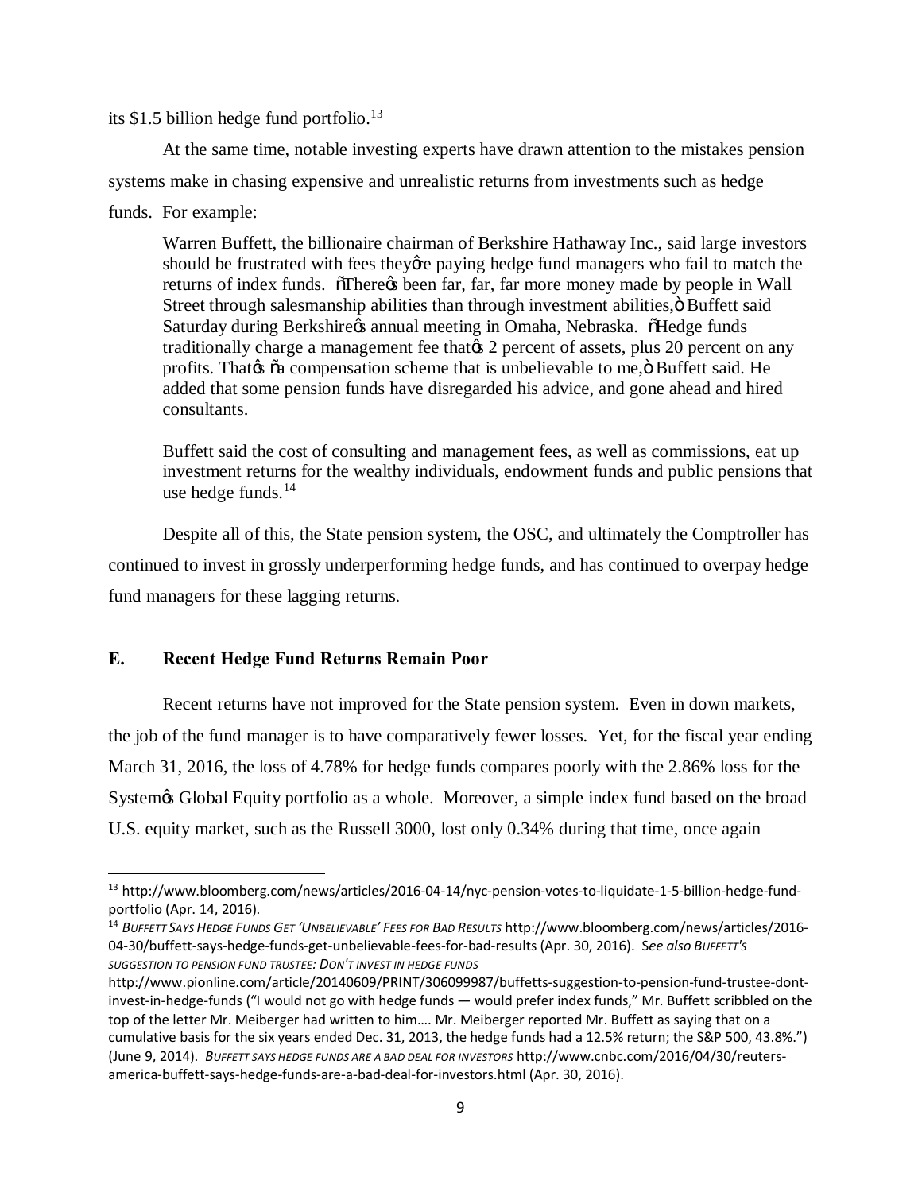its $1.5 billion hedge fund portfolio.[13]

At the same time, notable investing experts have drawn attention to the mistakes pension systems make in chasing expensive and unrealistic returns from investments such as hedge funds. For example:

> Warren Buffett, the billionaire chairman of Berkshire Hathaway Inc., said large investors should be frustrated with fees they're paying hedge fund managers who fail to match the returns of index funds. "There's been far, far, far more money made by people in Wall Street through salesmanship abilities than through investment abilities," Buffett said Saturday during Berkshire's annual meeting in Omaha, Nebraska. "Hedge funds traditionally charge a management fee that's 2 percent of assets, plus 20 percent on any profits. That's "a compensation scheme that is unbelievable to me," Buffett said. He added that some pension funds have disregarded his advice, and gone ahead and hired consultants.
>
> Buffett said the cost of consulting and management fees, as well as commissions, eat up investment returns for the wealthy individuals, endowment funds and public pensions that use hedge funds.[14]

Despite all of this, the State pension system, the OSC, and ultimately the Comptroller has continued to invest in grossly underperforming hedge funds, and has continued to overpay hedge fund managers for these lagging returns.

### E. Recent Hedge Fund Returns Remain Poor

Recent returns have not improved for the State pension system. Even in down markets, the job of the fund manager is to have comparatively fewer losses. Yet, for the fiscal year ending March 31, 2016, the loss of 4.78% for hedge funds compares poorly with the 2.86% loss for the System's Global Equity portfolio as a whole. Moreover, a simple index fund based on the broad U.S. equity market, such as the Russell 3000, lost only 0.34% during that time, once again

---

[13] http://www.bloomberg.com/news/articles/2016-04-14/nyc-pension-votes-to-liquidate-1-5-billion-hedge-fund-portfolio (Apr. 14, 2016).

[14] *Buffett Says Hedge Funds Get 'Unbelievable' Fees for Bad Results* http://www.bloomberg.com/news/articles/2016-04-30/buffett-says-hedge-funds-get-unbelievable-fees-for-bad-results (Apr. 30, 2016). *See also Buffett's Suggestion to Pension Fund Trustee: Don't Invest in Hedge Funds* http://www.pionline.com/article/20140609/PRINT/306099987/buffetts-suggestion-to-pension-fund-trustee-dont-invest-in-hedge-funds ("I would not go with hedge funds — would prefer index funds," Mr. Buffett scribbled on the top of the letter Mr. Meiberger had written to him…. Mr. Meiberger reported Mr. Buffett as saying that on a cumulative basis for the six years ended Dec. 31, 2013, the hedge funds had a 12.5% return; the S&P 500, 43.8%.") (June 9, 2014). *Buffett Says Hedge Funds Are a Bad Deal for Investors* http://www.cnbc.com/2016/04/30/reuters-america-buffett-says-hedge-funds-are-a-bad-deal-for-investors.html (Apr. 30, 2016).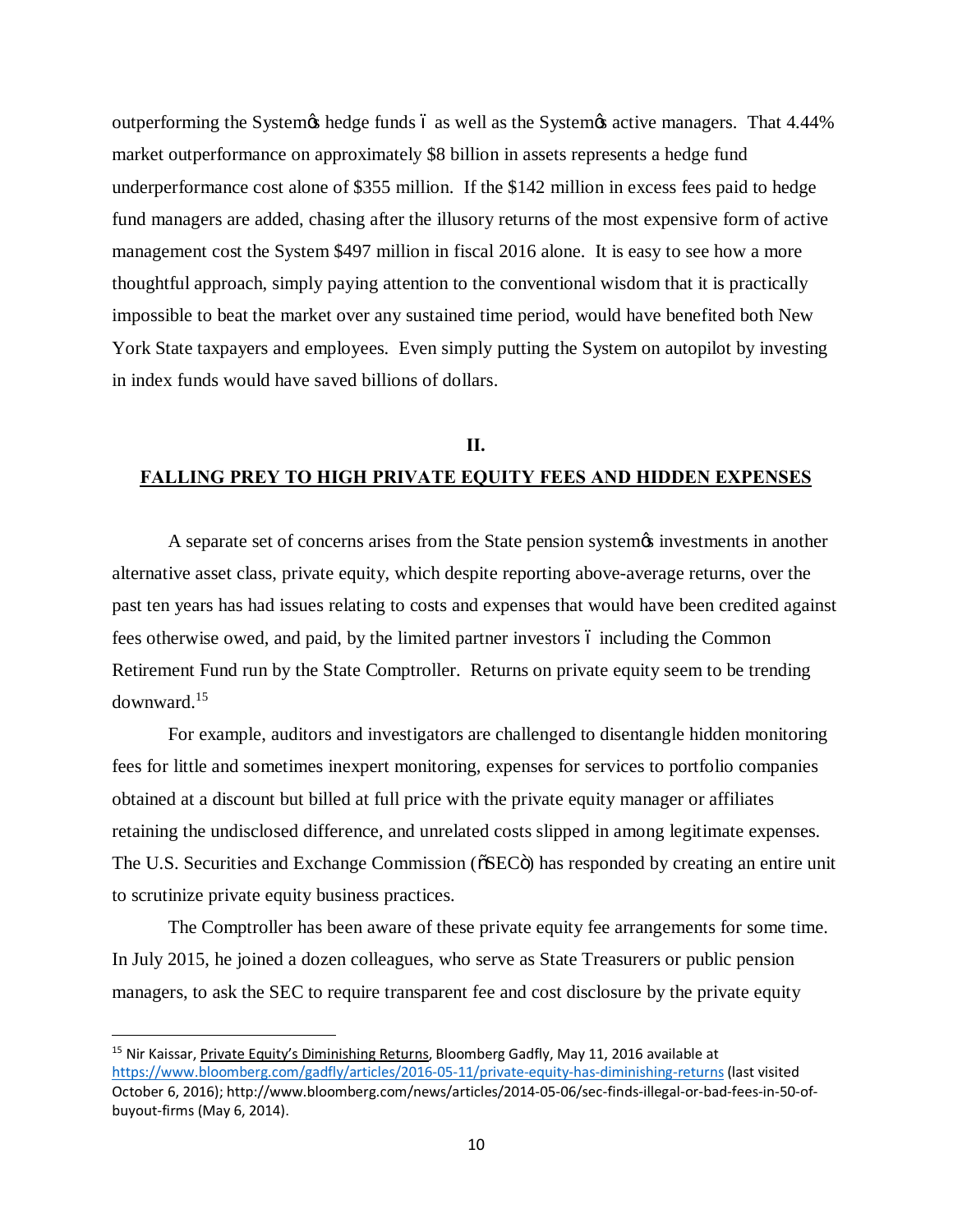outperforming the System's hedge funds – as well as the System's active managers. That 4.44% market outperformance on approximately $8 billion in assets represents a hedge fund underperformance cost alone of $355 million. If the $142 million in excess fees paid to hedge fund managers are added, chasing after the illusory returns of the most expensive form of active management cost the System $497 million in fiscal 2016 alone. It is easy to see how a more thoughtful approach, simply paying attention to the conventional wisdom that it is practically impossible to beat the market over any sustained time period, would have benefited both New York State taxpayers and employees. Even simply putting the System on autopilot by investing in index funds would have saved billions of dollars.

## II.

## FALLING PREY TO HIGH PRIVATE EQUITY FEES AND HIDDEN EXPENSES

A separate set of concerns arises from the State pension system's investments in another alternative asset class, private equity, which despite reporting above-average returns, over the past ten years has had issues relating to costs and expenses that would have been credited against fees otherwise owed, and paid, by the limited partner investors – including the Common Retirement Fund run by the State Comptroller. Returns on private equity seem to be trending downward.[15]

For example, auditors and investigators are challenged to disentangle hidden monitoring fees for little and sometimes inexpert monitoring, expenses for services to portfolio companies obtained at a discount but billed at full price with the private equity manager or affiliates retaining the undisclosed difference, and unrelated costs slipped in among legitimate expenses. The U.S. Securities and Exchange Commission ("SEC") has responded by creating an entire unit to scrutinize private equity business practices.

The Comptroller has been aware of these private equity fee arrangements for some time. In July 2015, he joined a dozen colleagues, who serve as State Treasurers or public pension managers, to ask the SEC to require transparent fee and cost disclosure by the private equity

---

[15] Nir Kaissar, Private Equity's Diminishing Returns, Bloomberg Gadfly, May 11, 2016 available at https://www.bloomberg.com/gadfly/articles/2016-05-11/private-equity-has-diminishing-returns (last visited October 6, 2016); http://www.bloomberg.com/news/articles/2014-05-06/sec-finds-illegal-or-bad-fees-in-50-of-buyout-firms (May 6, 2014).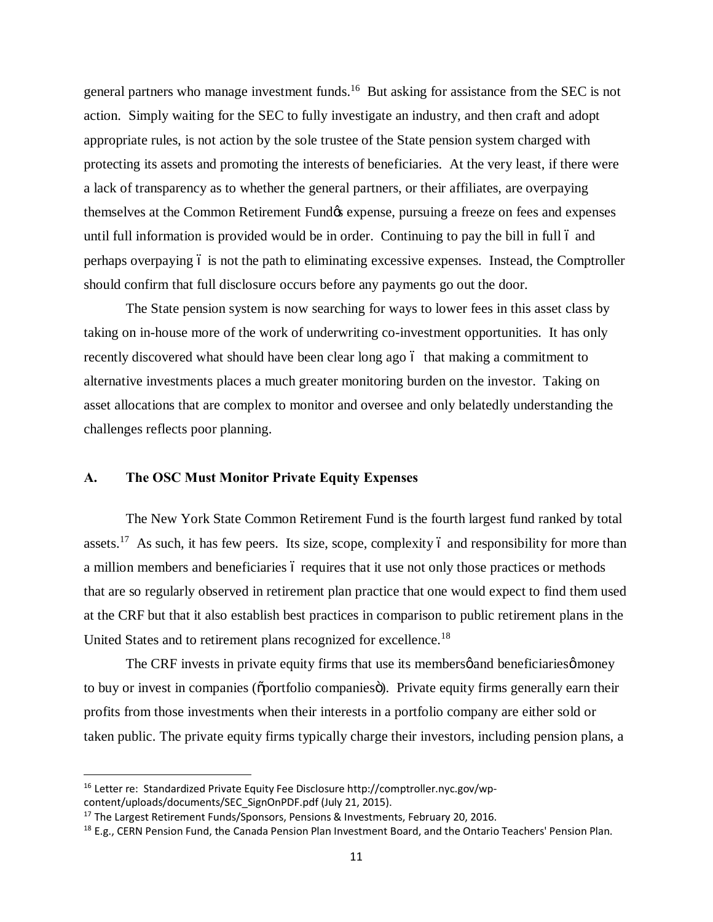general partners who manage investment funds.[16] But asking for assistance from the SEC is not action. Simply waiting for the SEC to fully investigate an industry, and then craft and adopt appropriate rules, is not action by the sole trustee of the State pension system charged with protecting its assets and promoting the interests of beneficiaries. At the very least, if there were a lack of transparency as to whether the general partners, or their affiliates, are overpaying themselves at the Common Retirement Fund's expense, pursuing a freeze on fees and expenses until full information is provided would be in order. Continuing to pay the bill in full – and perhaps overpaying – is not the path to eliminating excessive expenses. Instead, the Comptroller should confirm that full disclosure occurs before any payments go out the door.

The State pension system is now searching for ways to lower fees in this asset class by taking on in-house more of the work of underwriting co-investment opportunities. It has only recently discovered what should have been clear long ago – that making a commitment to alternative investments places a much greater monitoring burden on the investor. Taking on asset allocations that are complex to monitor and oversee and only belatedly understanding the challenges reflects poor planning.

### A. The OSC Must Monitor Private Equity Expenses

The New York State Common Retirement Fund is the fourth largest fund ranked by total assets.[17] As such, it has few peers. Its size, scope, complexity – and responsibility for more than a million members and beneficiaries – requires that it use not only those practices or methods that are so regularly observed in retirement plan practice that one would expect to find them used at the CRF but that it also establish best practices in comparison to public retirement plans in the United States and to retirement plans recognized for excellence.[18]

The CRF invests in private equity firms that use its members' and beneficiaries' money to buy or invest in companies ("portfolio companies"). Private equity firms generally earn their profits from those investments when their interests in a portfolio company are either sold or taken public. The private equity firms typically charge their investors, including pension plans, a

---

[16] Letter re: Standardized Private Equity Fee Disclosure http://comptroller.nyc.gov/wp-content/uploads/documents/SEC_SignOnPDF.pdf (July 21, 2015).

[17] The Largest Retirement Funds/Sponsors, Pensions & Investments, February 20, 2016.

[18] E.g., CERN Pension Fund, the Canada Pension Plan Investment Board, and the Ontario Teachers' Pension Plan.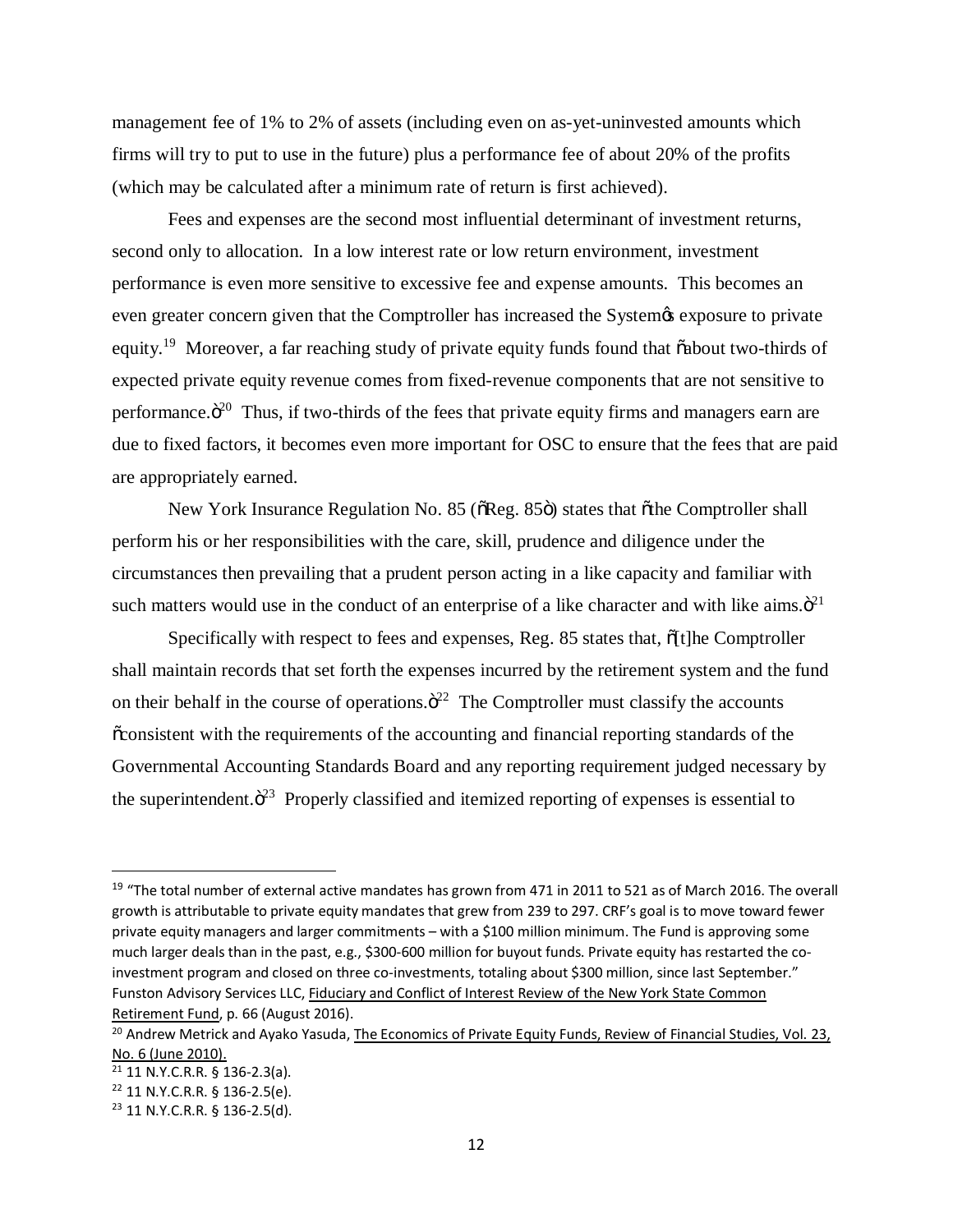management fee of 1% to 2% of assets (including even on as-yet-uninvested amounts which firms will try to put to use in the future) plus a performance fee of about 20% of the profits (which may be calculated after a minimum rate of return is first achieved).

Fees and expenses are the second most influential determinant of investment returns, second only to allocation. In a low interest rate or low return environment, investment performance is even more sensitive to excessive fee and expense amounts. This becomes an even greater concern given that the Comptroller has increased the System's exposure to private equity.[19] Moreover, a far reaching study of private equity funds found that "about two-thirds of expected private equity revenue comes from fixed-revenue components that are not sensitive to performance."[20] Thus, if two-thirds of the fees that private equity firms and managers earn are due to fixed factors, it becomes even more important for OSC to ensure that the fees that are paid are appropriately earned.

New York Insurance Regulation No. 85 ("Reg. 85") states that "the Comptroller shall perform his or her responsibilities with the care, skill, prudence and diligence under the circumstances then prevailing that a prudent person acting in a like capacity and familiar with such matters would use in the conduct of an enterprise of a like character and with like aims."[21]

Specifically with respect to fees and expenses, Reg. 85 states that, "[t]he Comptroller shall maintain records that set forth the expenses incurred by the retirement system and the fund on their behalf in the course of operations."[22] The Comptroller must classify the accounts "consistent with the requirements of the accounting and financial reporting standards of the Governmental Accounting Standards Board and any reporting requirement judged necessary by the superintendent."[23] Properly classified and itemized reporting of expenses is essential to

---

[19] "The total number of external active mandates has grown from 471 in 2011 to 521 as of March 2016. The overall growth is attributable to private equity mandates that grew from 239 to 297. CRF's goal is to move toward fewer private equity managers and larger commitments – with a $100 million minimum. The Fund is approving some much larger deals than in the past, e.g., $300-600 million for buyout funds. Private equity has restarted the co-investment program and closed on three co-investments, totaling about $300 million, since last September." Funston Advisory Services LLC, Fiduciary and Conflict of Interest Review of the New York State Common Retirement Fund, p. 66 (August 2016).

[20] Andrew Metrick and Ayako Yasuda, The Economics of Private Equity Funds, Review of Financial Studies, Vol. 23, No. 6 (June 2010).

[21] 11 N.Y.C.R.R. § 136-2.3(a).

[22] 11 N.Y.C.R.R. § 136-2.5(e).

[23] 11 N.Y.C.R.R. § 136-2.5(d).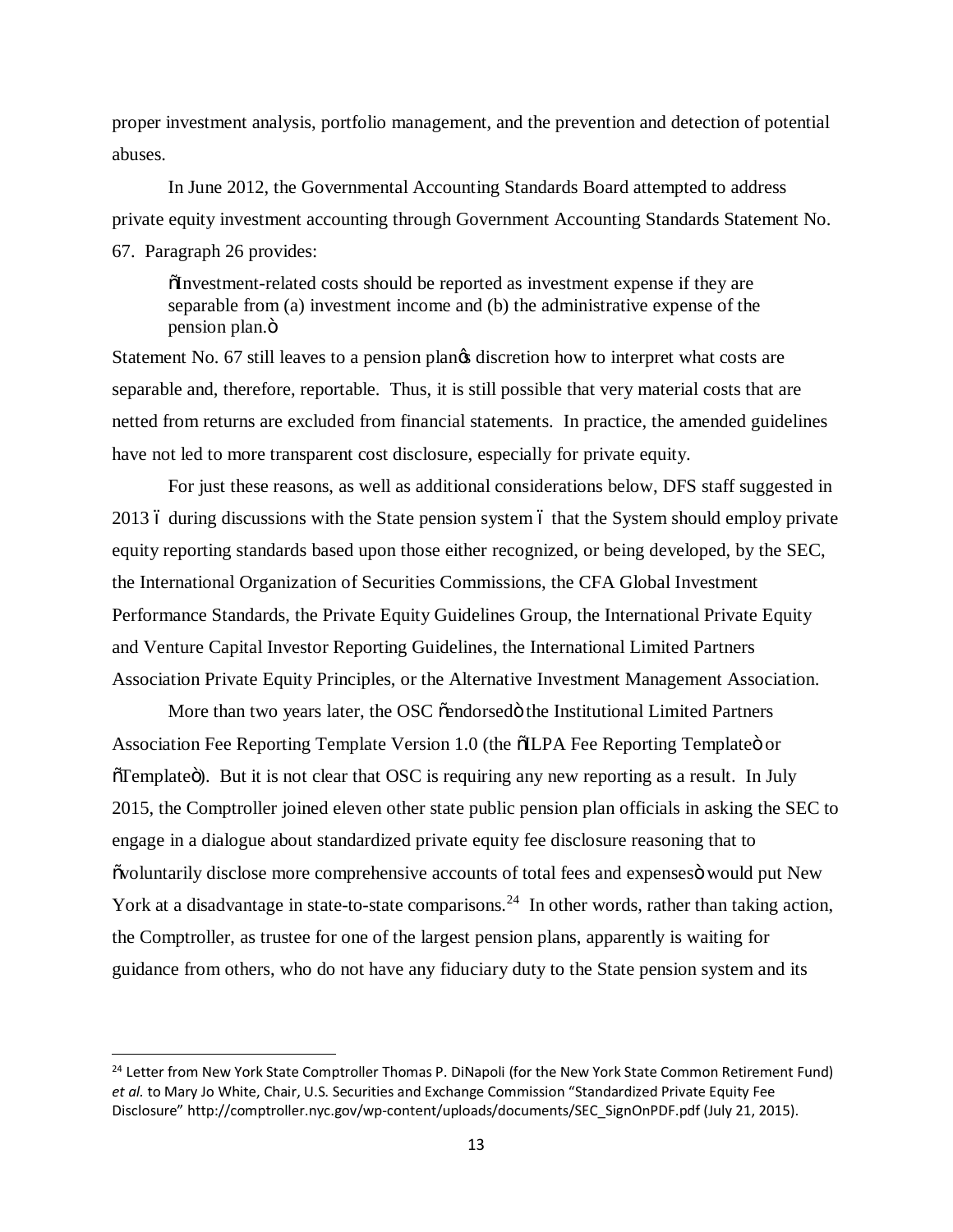proper investment analysis, portfolio management, and the prevention and detection of potential abuses.

In June 2012, the Governmental Accounting Standards Board attempted to address private equity investment accounting through Government Accounting Standards Statement No. 67. Paragraph 26 provides:

> "Investment-related costs should be reported as investment expense if they are separable from (a) investment income and (b) the administrative expense of the pension plan."

Statement No. 67 still leaves to a pension plan's discretion how to interpret what costs are separable and, therefore, reportable. Thus, it is still possible that very material costs that are netted from returns are excluded from financial statements. In practice, the amended guidelines have not led to more transparent cost disclosure, especially for private equity.

For just these reasons, as well as additional considerations below, DFS staff suggested in 2013 – during discussions with the State pension system – that the System should employ private equity reporting standards based upon those either recognized, or being developed, by the SEC, the International Organization of Securities Commissions, the CFA Global Investment Performance Standards, the Private Equity Guidelines Group, the International Private Equity and Venture Capital Investor Reporting Guidelines, the International Limited Partners Association Private Equity Principles, or the Alternative Investment Management Association.

More than two years later, the OSC "endorsed" the Institutional Limited Partners Association Fee Reporting Template Version 1.0 (the "ILPA Fee Reporting Template" or "Template"). But it is not clear that OSC is requiring any new reporting as a result. In July 2015, the Comptroller joined eleven other state public pension plan officials in asking the SEC to engage in a dialogue about standardized private equity fee disclosure reasoning that to "voluntarily disclose more comprehensive accounts of total fees and expenses" would put New York at a disadvantage in state-to-state comparisons.[24] In other words, rather than taking action, the Comptroller, as trustee for one of the largest pension plans, apparently is waiting for guidance from others, who do not have any fiduciary duty to the State pension system and its

---

[24] Letter from New York State Comptroller Thomas P. DiNapoli (for the New York State Common Retirement Fund) *et al.* to Mary Jo White, Chair, U.S. Securities and Exchange Commission "Standardized Private Equity Fee Disclosure" http://comptroller.nyc.gov/wp-content/uploads/documents/SEC_SignOnPDF.pdf (July 21, 2015).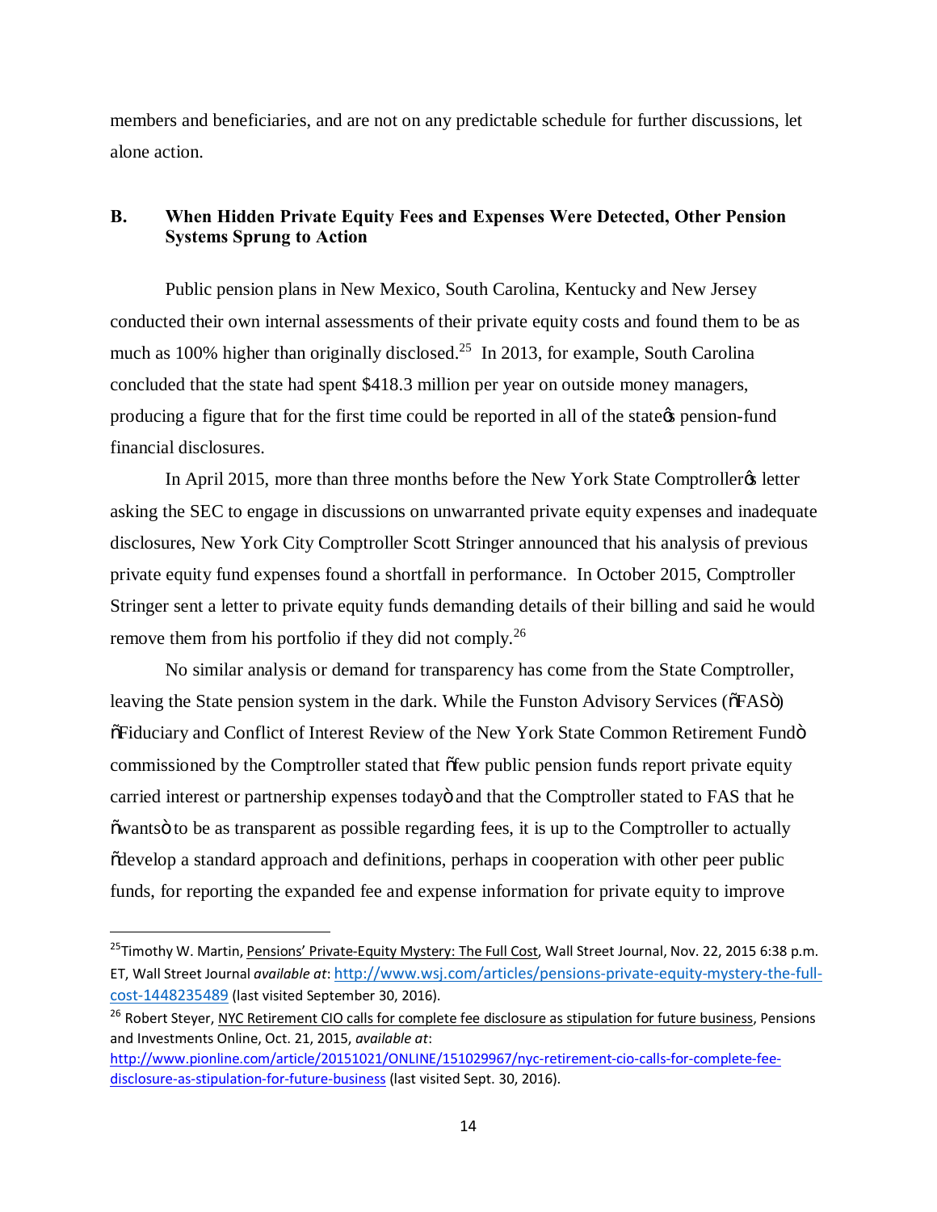members and beneficiaries, and are not on any predictable schedule for further discussions, let alone action.

## B. When Hidden Private Equity Fees and Expenses Were Detected, Other Pension Systems Sprung to Action

Public pension plans in New Mexico, South Carolina, Kentucky and New Jersey conducted their own internal assessments of their private equity costs and found them to be as much as 100% higher than originally disclosed.[25] In 2013, for example, South Carolina concluded that the state had spent $418.3 million per year on outside money managers, producing a figure that for the first time could be reported in all of the state's pension-fund financial disclosures.

In April 2015, more than three months before the New York State Comptroller's letter asking the SEC to engage in discussions on unwarranted private equity expenses and inadequate disclosures, New York City Comptroller Scott Stringer announced that his analysis of previous private equity fund expenses found a shortfall in performance. In October 2015, Comptroller Stringer sent a letter to private equity funds demanding details of their billing and said he would remove them from his portfolio if they did not comply.[26]

No similar analysis or demand for transparency has come from the State Comptroller, leaving the State pension system in the dark. While the Funston Advisory Services ("FAS") "Fiduciary and Conflict of Interest Review of the New York State Common Retirement Fund" commissioned by the Comptroller stated that "few public pension funds report private equity carried interest or partnership expenses today" and that the Comptroller stated to FAS that he "wants" to be as transparent as possible regarding fees, it is up to the Comptroller to actually "develop a standard approach and definitions, perhaps in cooperation with other peer public funds, for reporting the expanded fee and expense information for private equity to improve

---

[25] Timothy W. Martin, Pensions' Private-Equity Mystery: The Full Cost, Wall Street Journal, Nov. 22, 2015 6:38 p.m. ET, Wall Street Journal *available at*: http://www.wsj.com/articles/pensions-private-equity-mystery-the-full-cost-1448235489 (last visited September 30, 2016).

[26] Robert Steyer, NYC Retirement CIO calls for complete fee disclosure as stipulation for future business, Pensions and Investments Online, Oct. 21, 2015, *available at*: http://www.pionline.com/article/20151021/ONLINE/151029967/nyc-retirement-cio-calls-for-complete-fee-disclosure-as-stipulation-for-future-business (last visited Sept. 30, 2016).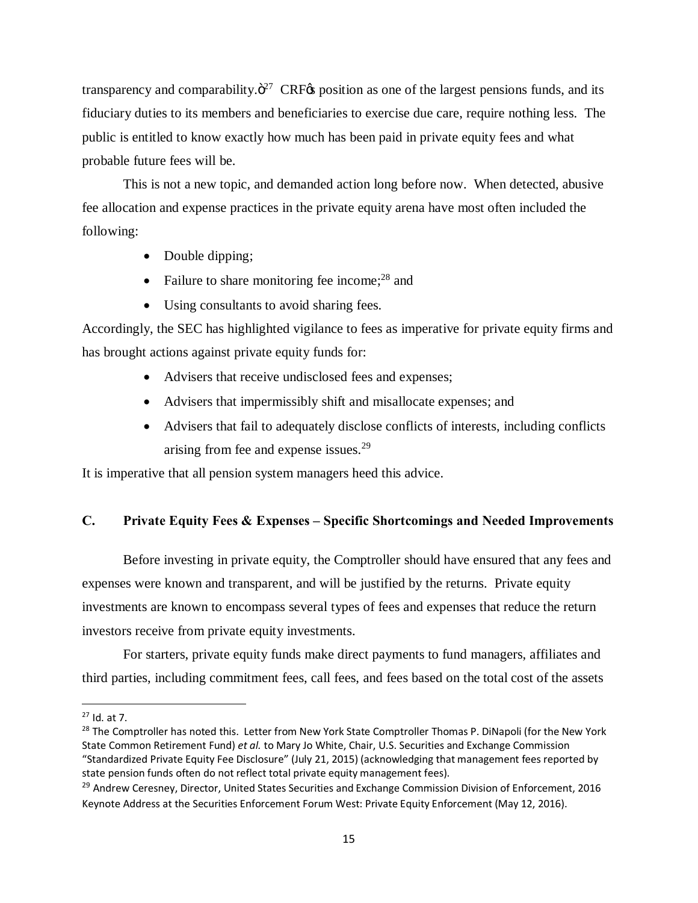transparency and comparability.ö[27] CRFös position as one of the largest pensions funds, and its fiduciary duties to its members and beneficiaries to exercise due care, require nothing less. The public is entitled to know exactly how much has been paid in private equity fees and what probable future fees will be.

This is not a new topic, and demanded action long before now. When detected, abusive fee allocation and expense practices in the private equity arena have most often included the following:

- Double dipping;
- Failure to share monitoring fee income;[28] and
- Using consultants to avoid sharing fees.

Accordingly, the SEC has highlighted vigilance to fees as imperative for private equity firms and has brought actions against private equity funds for:

- Advisers that receive undisclosed fees and expenses;
- Advisers that impermissibly shift and misallocate expenses; and
- Advisers that fail to adequately disclose conflicts of interests, including conflicts arising from fee and expense issues.[29]

It is imperative that all pension system managers heed this advice.

## C. Private Equity Fees & Expenses – Specific Shortcomings and Needed Improvements

Before investing in private equity, the Comptroller should have ensured that any fees and expenses were known and transparent, and will be justified by the returns. Private equity investments are known to encompass several types of fees and expenses that reduce the return investors receive from private equity investments.

For starters, private equity funds make direct payments to fund managers, affiliates and third parties, including commitment fees, call fees, and fees based on the total cost of the assets

---

[27] Id. at 7.

[28] The Comptroller has noted this. Letter from New York State Comptroller Thomas P. DiNapoli (for the New York State Common Retirement Fund) *et al.* to Mary Jo White, Chair, U.S. Securities and Exchange Commission "Standardized Private Equity Fee Disclosure" (July 21, 2015) (acknowledging that management fees reported by state pension funds often do not reflect total private equity management fees).

[29] Andrew Ceresney, Director, United States Securities and Exchange Commission Division of Enforcement, 2016 Keynote Address at the Securities Enforcement Forum West: Private Equity Enforcement (May 12, 2016).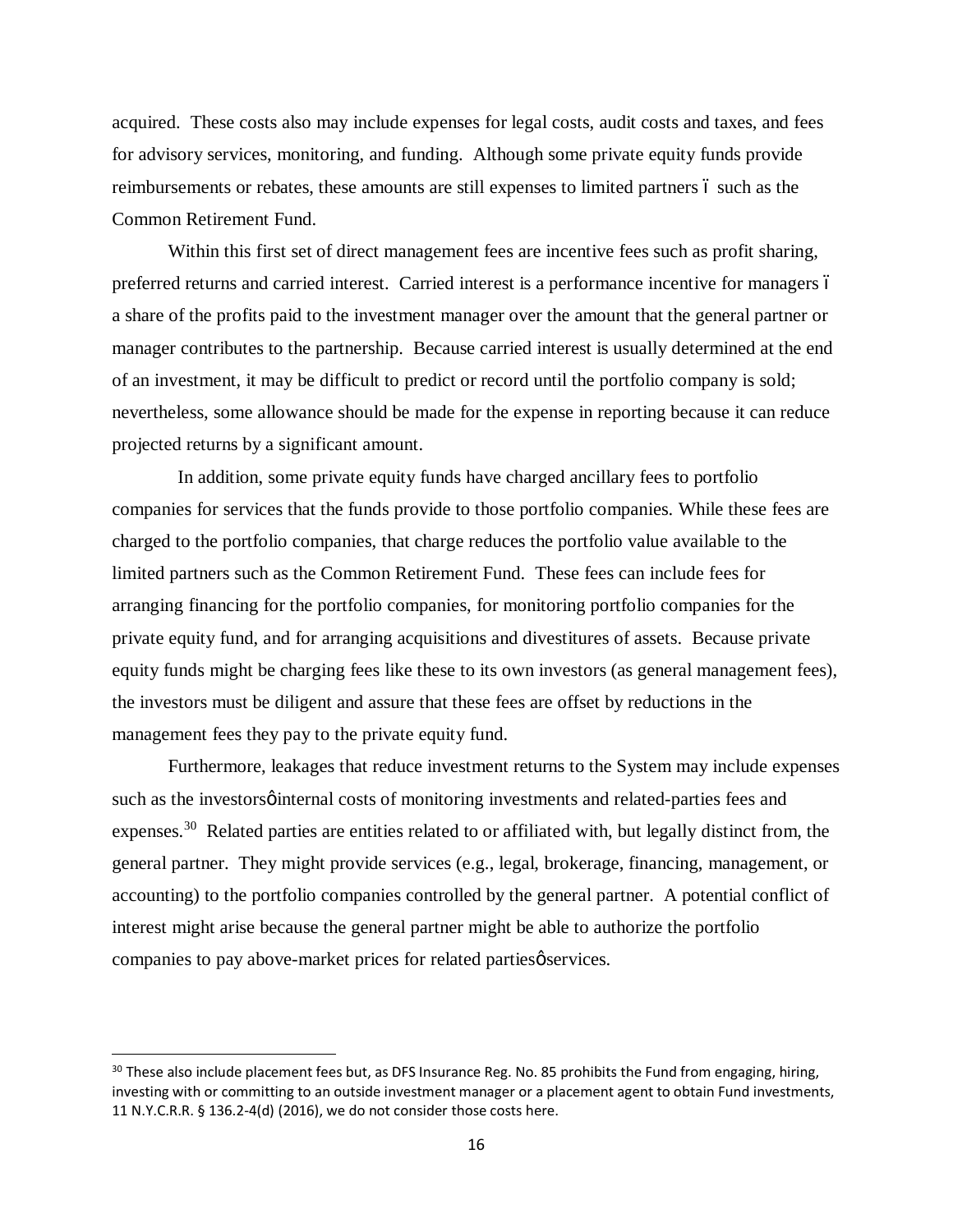acquired. These costs also may include expenses for legal costs, audit costs and taxes, and fees for advisory services, monitoring, and funding. Although some private equity funds provide reimbursements or rebates, these amounts are still expenses to limited partners – such as the Common Retirement Fund.

Within this first set of direct management fees are incentive fees such as profit sharing, preferred returns and carried interest. Carried interest is a performance incentive for managers – a share of the profits paid to the investment manager over the amount that the general partner or manager contributes to the partnership. Because carried interest is usually determined at the end of an investment, it may be difficult to predict or record until the portfolio company is sold; nevertheless, some allowance should be made for the expense in reporting because it can reduce projected returns by a significant amount.

In addition, some private equity funds have charged ancillary fees to portfolio companies for services that the funds provide to those portfolio companies. While these fees are charged to the portfolio companies, that charge reduces the portfolio value available to the limited partners such as the Common Retirement Fund. These fees can include fees for arranging financing for the portfolio companies, for monitoring portfolio companies for the private equity fund, and for arranging acquisitions and divestitures of assets. Because private equity funds might be charging fees like these to its own investors (as general management fees), the investors must be diligent and assure that these fees are offset by reductions in the management fees they pay to the private equity fund.

Furthermore, leakages that reduce investment returns to the System may include expenses such as the investors' internal costs of monitoring investments and related-parties fees and expenses.[30] Related parties are entities related to or affiliated with, but legally distinct from, the general partner. They might provide services (e.g., legal, brokerage, financing, management, or accounting) to the portfolio companies controlled by the general partner. A potential conflict of interest might arise because the general partner might be able to authorize the portfolio companies to pay above-market prices for related parties' services.

[30] These also include placement fees but, as DFS Insurance Reg. No. 85 prohibits the Fund from engaging, hiring, investing with or committing to an outside investment manager or a placement agent to obtain Fund investments, 11 N.Y.C.R.R. § 136.2-4(d) (2016), we do not consider those costs here.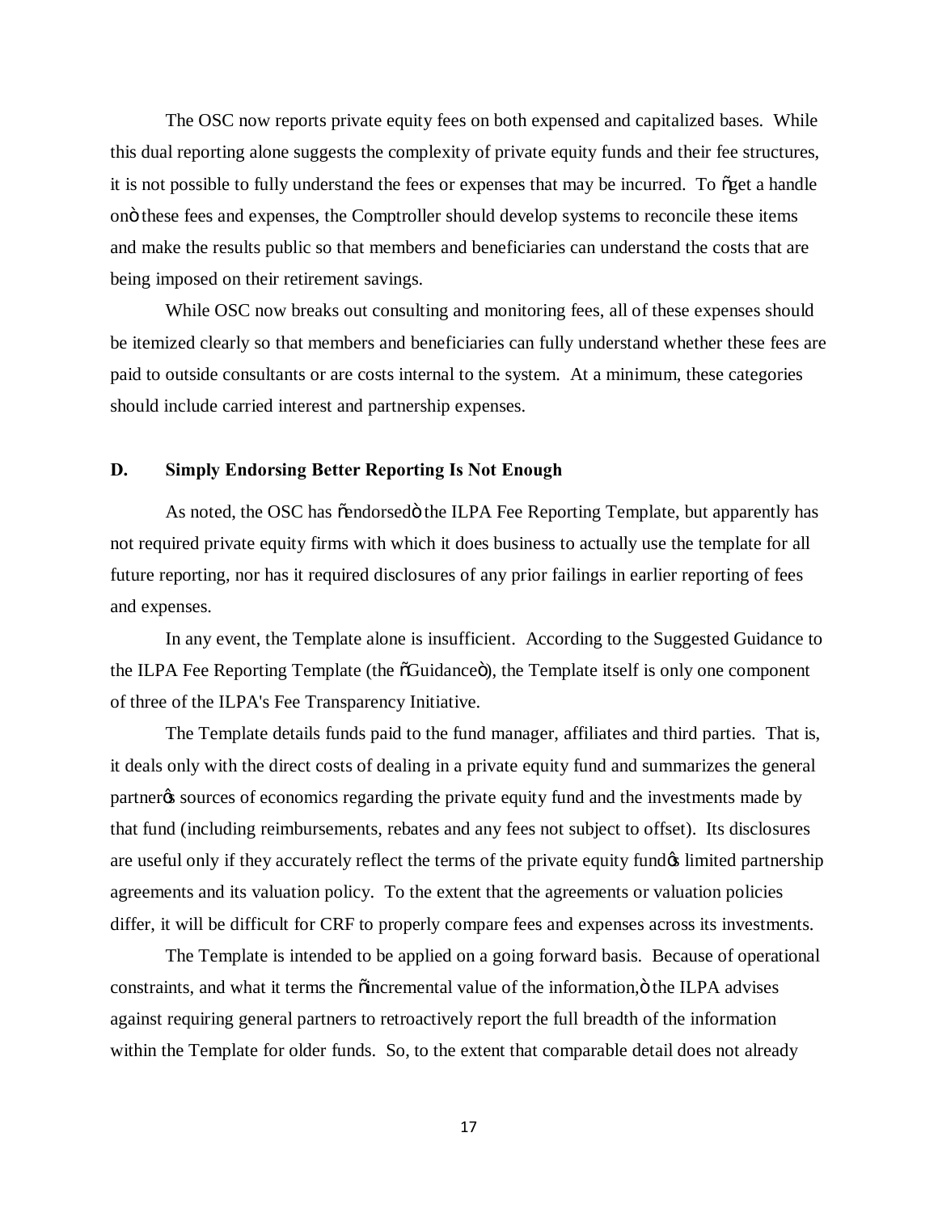The OSC now reports private equity fees on both expensed and capitalized bases. While this dual reporting alone suggests the complexity of private equity funds and their fee structures, it is not possible to fully understand the fees or expenses that may be incurred. To "get a handle on" these fees and expenses, the Comptroller should develop systems to reconcile these items and make the results public so that members and beneficiaries can understand the costs that are being imposed on their retirement savings.

While OSC now breaks out consulting and monitoring fees, all of these expenses should be itemized clearly so that members and beneficiaries can fully understand whether these fees are paid to outside consultants or are costs internal to the system. At a minimum, these categories should include carried interest and partnership expenses.

## D. Simply Endorsing Better Reporting Is Not Enough

As noted, the OSC has "endorsed" the ILPA Fee Reporting Template, but apparently has not required private equity firms with which it does business to actually use the template for all future reporting, nor has it required disclosures of any prior failings in earlier reporting of fees and expenses.

In any event, the Template alone is insufficient. According to the Suggested Guidance to the ILPA Fee Reporting Template (the "Guidance"), the Template itself is only one component of three of the ILPA's Fee Transparency Initiative.

The Template details funds paid to the fund manager, affiliates and third parties. That is, it deals only with the direct costs of dealing in a private equity fund and summarizes the general partner's sources of economics regarding the private equity fund and the investments made by that fund (including reimbursements, rebates and any fees not subject to offset). Its disclosures are useful only if they accurately reflect the terms of the private equity fund's limited partnership agreements and its valuation policy. To the extent that the agreements or valuation policies differ, it will be difficult for CRF to properly compare fees and expenses across its investments.

The Template is intended to be applied on a going forward basis. Because of operational constraints, and what it terms the "incremental value of the information," the ILPA advises against requiring general partners to retroactively report the full breadth of the information within the Template for older funds. So, to the extent that comparable detail does not already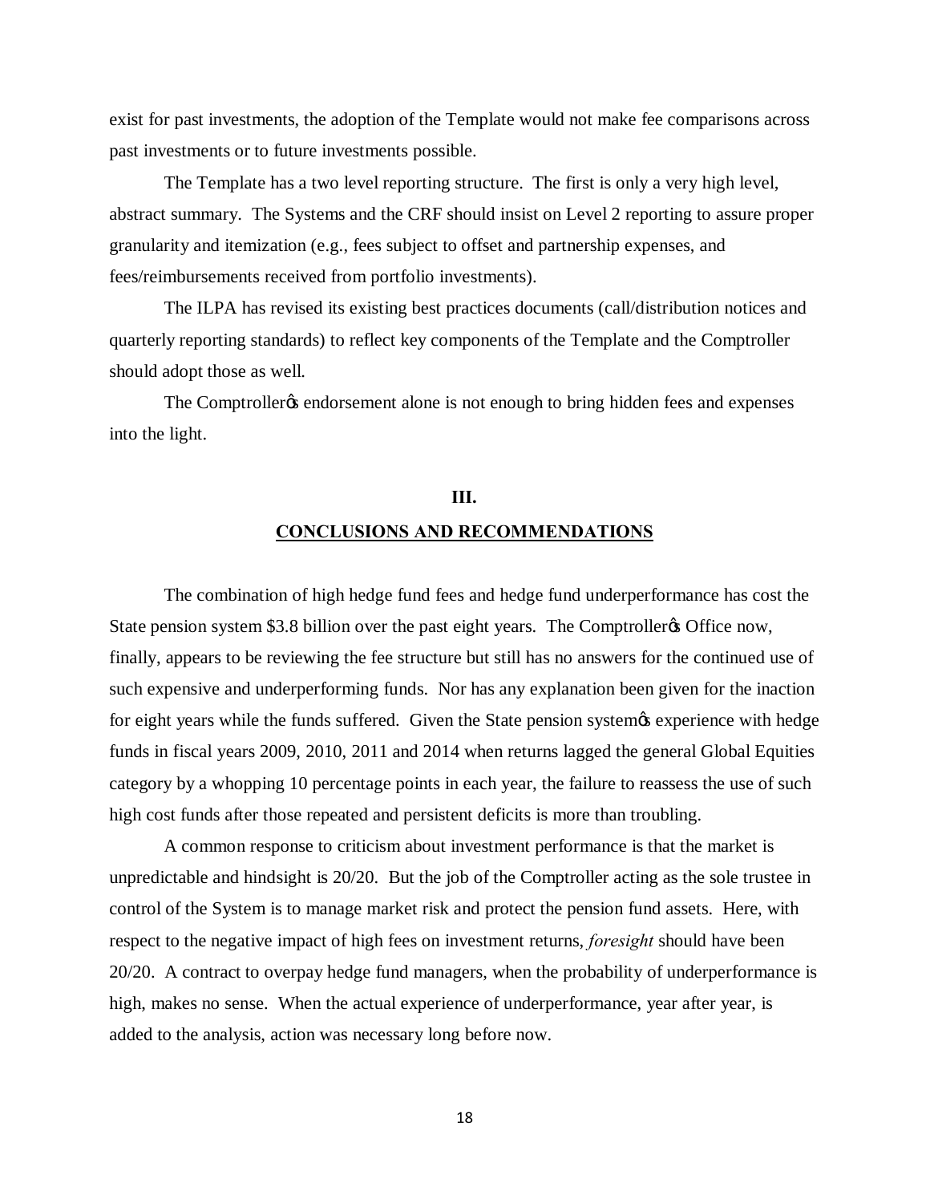exist for past investments, the adoption of the Template would not make fee comparisons across past investments or to future investments possible.

The Template has a two level reporting structure. The first is only a very high level, abstract summary. The Systems and the CRF should insist on Level 2 reporting to assure proper granularity and itemization (e.g., fees subject to offset and partnership expenses, and fees/reimbursements received from portfolio investments).

The ILPA has revised its existing best practices documents (call/distribution notices and quarterly reporting standards) to reflect key components of the Template and the Comptroller should adopt those as well.

The Comptroller's endorsement alone is not enough to bring hidden fees and expenses into the light.

## III.

## CONCLUSIONS AND RECOMMENDATIONS

The combination of high hedge fund fees and hedge fund underperformance has cost the State pension system $3.8 billion over the past eight years. The Comptroller's Office now, finally, appears to be reviewing the fee structure but still has no answers for the continued use of such expensive and underperforming funds. Nor has any explanation been given for the inaction for eight years while the funds suffered. Given the State pension system's experience with hedge funds in fiscal years 2009, 2010, 2011 and 2014 when returns lagged the general Global Equities category by a whopping 10 percentage points in each year, the failure to reassess the use of such high cost funds after those repeated and persistent deficits is more than troubling.

A common response to criticism about investment performance is that the market is unpredictable and hindsight is 20/20. But the job of the Comptroller acting as the sole trustee in control of the System is to manage market risk and protect the pension fund assets. Here, with respect to the negative impact of high fees on investment returns, *foresight* should have been 20/20. A contract to overpay hedge fund managers, when the probability of underperformance is high, makes no sense. When the actual experience of underperformance, year after year, is added to the analysis, action was necessary long before now.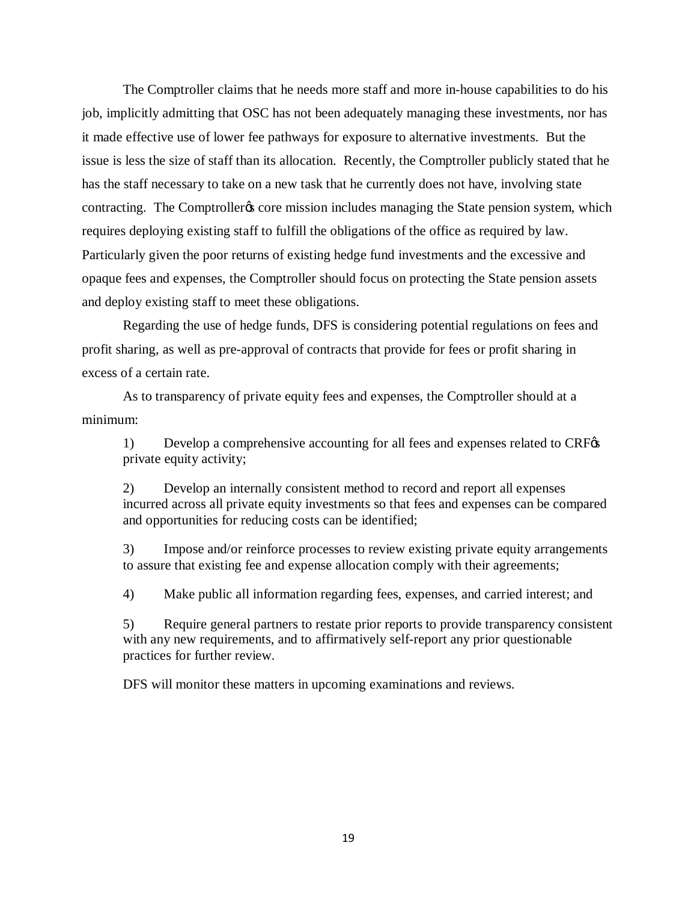The Comptroller claims that he needs more staff and more in-house capabilities to do his job, implicitly admitting that OSC has not been adequately managing these investments, nor has it made effective use of lower fee pathways for exposure to alternative investments. But the issue is less the size of staff than its allocation. Recently, the Comptroller publicly stated that he has the staff necessary to take on a new task that he currently does not have, involving state contracting. The Comptroller's core mission includes managing the State pension system, which requires deploying existing staff to fulfill the obligations of the office as required by law. Particularly given the poor returns of existing hedge fund investments and the excessive and opaque fees and expenses, the Comptroller should focus on protecting the State pension assets and deploy existing staff to meet these obligations.

Regarding the use of hedge funds, DFS is considering potential regulations on fees and profit sharing, as well as pre-approval of contracts that provide for fees or profit sharing in excess of a certain rate.

As to transparency of private equity fees and expenses, the Comptroller should at a minimum:

1) Develop a comprehensive accounting for all fees and expenses related to CRF's private equity activity;

2) Develop an internally consistent method to record and report all expenses incurred across all private equity investments so that fees and expenses can be compared and opportunities for reducing costs can be identified;

3) Impose and/or reinforce processes to review existing private equity arrangements to assure that existing fee and expense allocation comply with their agreements;

4) Make public all information regarding fees, expenses, and carried interest; and

5) Require general partners to restate prior reports to provide transparency consistent with any new requirements, and to affirmatively self-report any prior questionable practices for further review.

DFS will monitor these matters in upcoming examinations and reviews.